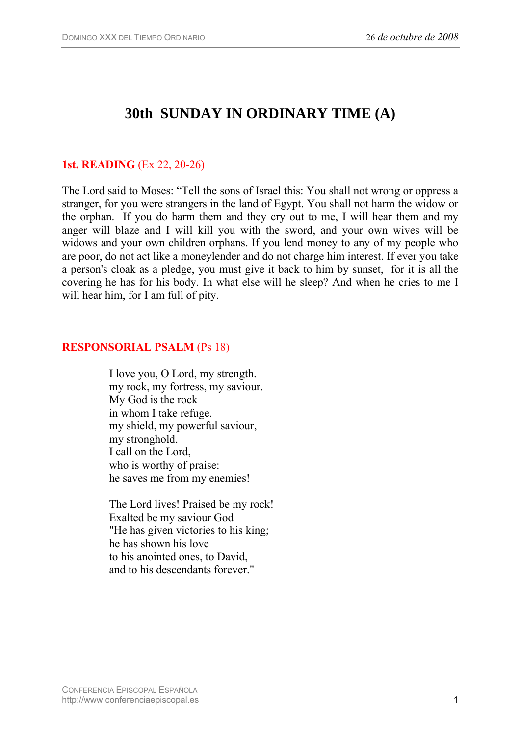# 30th SUNDAY IN ORDINARY TIME (A)

**1st. READING** (Ex 22, 20-26)

The Lord said to Moses: "Tell the sons of Israel this: You shall not wrong or oppress a stranger, for you were strangers in the land of Egypt. You shall not harm the widow or the orphan. If you do harm them and they cry out to me, I will hear them and my anger will blaze and I will kill you with the sword, and your own wives will be widows and your own children orphans. If you lend money to any of my people who are poor, do not act like a moneylender and do not charge him interest. If ever you take a person's cloak as a pledge, you must give it back to him by sunset, for it is all the covering he has for his body. In what else will he sleep? And when he cries to me I will hear him, for I am full of pity.

**RESPONSORIAL PSALM** (Ps 18)

I love you, O Lord, my strength.
my rock, my fortress, my saviour.
My God is the rock
in whom I take refuge.
my shield, my powerful saviour,
my stronghold.
I call on the Lord,
who is worthy of praise:
he saves me from my enemies!

The Lord lives! Praised be my rock!
Exalted be my saviour God
"He has given victories to his king;
he has shown his love
to his anointed ones, to David,
and to his descendants forever."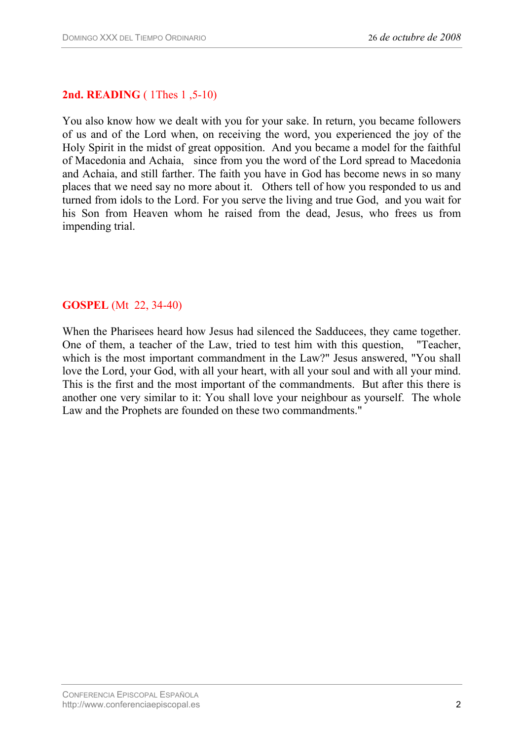## **2nd. READING** ( 1Thes 1 ,5-10)

You also know how we dealt with you for your sake. In return, you became followers of us and of the Lord when, on receiving the word, you experienced the joy of the Holy Spirit in the midst of great opposition. And you became a model for the faithful of Macedonia and Achaia, since from you the word of the Lord spread to Macedonia and Achaia, and still farther. The faith you have in God has become news in so many places that we need say no more about it. Others tell of how you responded to us and turned from idols to the Lord. For you serve the living and true God, and you wait for his Son from Heaven whom he raised from the dead, Jesus, who frees us from impending trial.

## **GOSPEL** (Mt 22, 34-40)

When the Pharisees heard how Jesus had silenced the Sadducees, they came together. One of them, a teacher of the Law, tried to test him with this question, "Teacher, which is the most important commandment in the Law?" Jesus answered, "You shall love the Lord, your God, with all your heart, with all your soul and with all your mind. This is the first and the most important of the commandments. But after this there is another one very similar to it: You shall love your neighbour as yourself. The whole Law and the Prophets are founded on these two commandments."